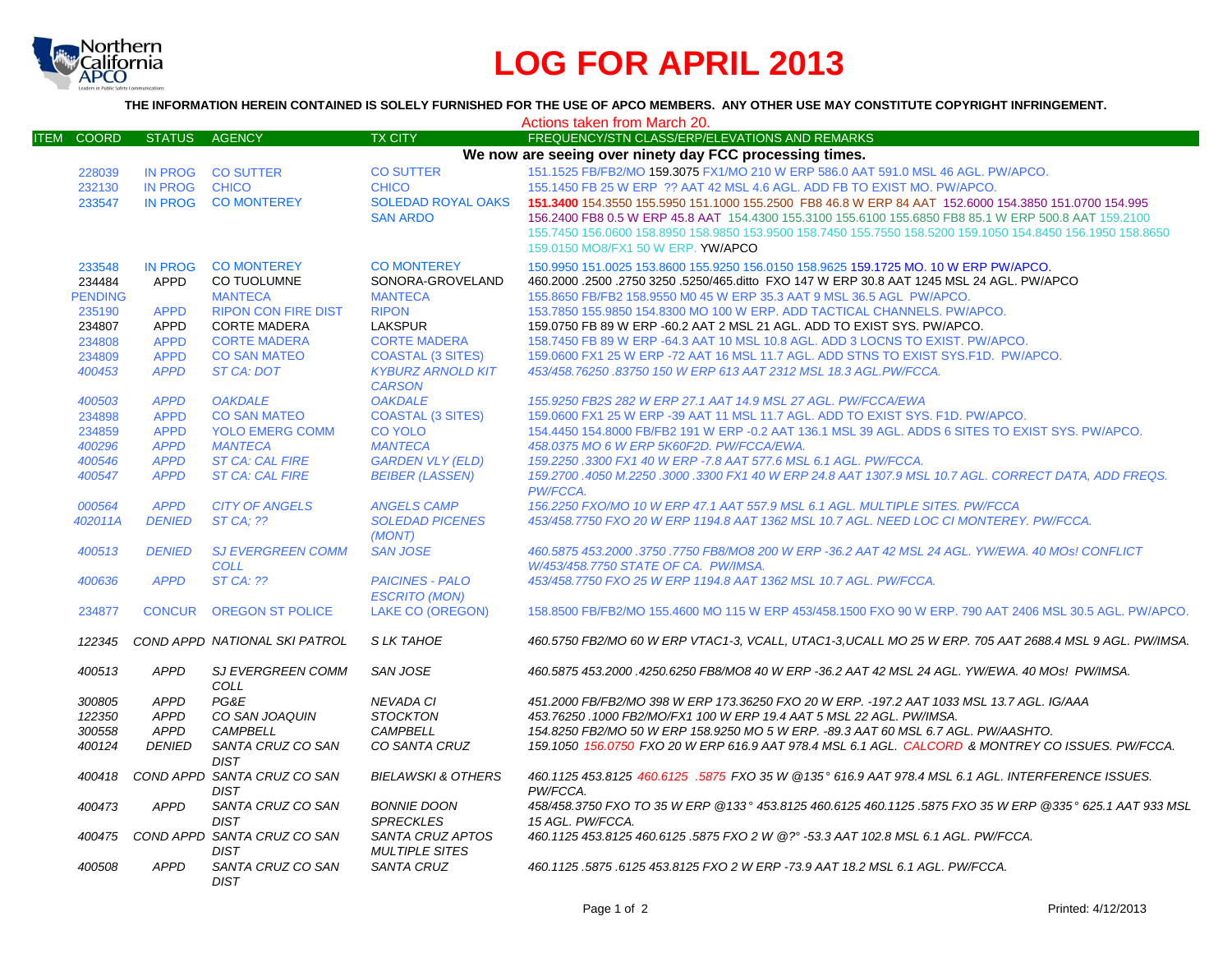# LOG FOR APRIL 2013

**THE INFORMATION HEREIN CONTAINED IS SOLELY FURNISHED FOR THE USE OF APCO MEMBERS. ANY OTHER USE MAY CONSTITUTE COPYRIGHT INFRINGEMENT.**

Actions taken from March 20.

| ITEM | COORD | STATUS | AGENCY | TX CITY | FREQUENCY/STN CLASS/ERP/ELEVATIONS AND REMARKS |
|---|---|---|---|---|---|
| | | | | | **We now are seeing over ninety day FCC processing times.** |
| | 228039 | IN PROG | CO SUTTER | CO SUTTER | 151.1525 FB/FB2/MO 159.3075 FX1/MO 210 W ERP 586.0 AAT 591.0 MSL 46 AGL. PW/APCO. |
| | 232130 | IN PROG | CHICO | CHICO | 155.1450 FB 25 W ERP ?? AAT 42 MSL 4.6 AGL. ADD FB TO EXIST MO. PW/APCO. |
| | 233547 | IN PROG | CO MONTEREY | SOLEDAD ROYAL OAKS SAN ARDO | 151.3400 154.3550 155.5950 151.1000 155.2500 FB8 46.8 W ERP 84 AAT 152.6000 154.3850 151.0700 154.995 156.2400 FB8 0.5 W ERP 45.8 AAT 154.4300 155.3100 155.6100 155.6850 FB8 85.1 W ERP 500.8 AAT 159.2100 155.7450 156.0600 158.8950 158.9850 153.9500 158.7450 155.7550 158.5200 159.1050 154.8450 156.1950 158.8650 159.0150 MO8/FX1 50 W ERP. YW/APCO |
| | 233548 | IN PROG | CO MONTEREY | CO MONTEREY | 150.9950 151.0025 153.8600 155.9250 156.0150 158.9625 159.1725 MO. 10 W ERP PW/APCO. |
| | 234484 | APPD | CO TUOLUMNE | SONORA-GROVELAND | 460.2000 .2500 .2750 3250 .5250/465.ditto FXO 147 W ERP 30.8 AAT 1245 MSL 24 AGL. PW/APCO |
| | PENDING | | MANTECA | MANTECA | 155.8650 FB/FB2 158.9550 M0 45 W ERP 35.3 AAT 9 MSL 36.5 AGL PW/APCO. |
| | 235190 | APPD | RIPON CON FIRE DIST | RIPON | 153.7850 155.9850 154.8300 MO 100 W ERP. ADD TACTICAL CHANNELS. PW/APCO. |
| | 234807 | APPD | CORTE MADERA | LAKSPUR | 159.0750 FB 89 W ERP -60.2 AAT 2 MSL 21 AGL. ADD TO EXIST SYS. PW/APCO. |
| | 234808 | APPD | CORTE MADERA | CORTE MADERA | 158.7450 FB 89 W ERP -64.3 AAT 10 MSL 10.8 AGL. ADD 3 LOCNS TO EXIST. PW/APCO. |
| | 234809 | APPD | CO SAN MATEO | COASTAL (3 SITES) | 159.0600 FX1 25 W ERP -72 AAT 16 MSL 11.7 AGL. ADD STNS TO EXIST SYS.F1D. PW/APCO. |
| | *400453* | *APPD* | *ST CA: DOT* | *KYBURZ ARNOLD KIT CARSON* | *453/458.76250 .83750 150 W ERP 613 AAT 2312 MSL 18.3 AGL.PW/FCCA.* |
| | *400503* | *APPD* | *OAKDALE* | *OAKDALE* | *155.9250 FB2S 282 W ERP 27.1 AAT 14.9 MSL 27 AGL. PW/FCCA/EWA* |
| | 234898 | APPD | CO SAN MATEO | COASTAL (3 SITES) | 159.0600 FX1 25 W ERP -39 AAT 11 MSL 11.7 AGL. ADD TO EXIST SYS. F1D. PW/APCO. |
| | 234859 | APPD | YOLO EMERG COMM | CO YOLO | 154.4450 154.8000 FB/FB2 191 W ERP -0.2 AAT 136.1 MSL 39 AGL. ADDS 6 SITES TO EXIST SYS. PW/APCO. |
| | *400296* | *APPD* | *MANTECA* | *MANTECA* | *458.0375 MO 6 W ERP 5K60F2D. PW/FCCA/EWA.* |
| | *400546* | *APPD* | *ST CA: CAL FIRE* | *GARDEN VLY (ELD)* | *159.2250 .3300 FX1 40 W ERP -7.8 AAT 577.6 MSL 6.1 AGL. PW/FCCA.* |
| | *400547* | *APPD* | *ST CA: CAL FIRE* | *BEIBER (LASSEN)* | *159.2700 .4050 M.2250 .3000 .3300 FX1 40 W ERP 24.8 AAT 1307.9 MSL 10.7 AGL. CORRECT DATA, ADD FREQS. PW/FCCA.* |
| | *000564* | *APPD* | *CITY OF ANGELS* | *ANGELS CAMP* | *156.2250 FXO/MO 10 W ERP 47.1 AAT 557.9 MSL 6.1 AGL. MULTIPLE SITES. PW/FCCA* |
| | *402011A* | *DENIED* | *ST CA; ??* | *SOLEDAD PICENES (MONT)* | *453/458.7750 FXO 20 W ERP 1194.8 AAT 1362 MSL 10.7 AGL. NEED LOC CI MONTEREY. PW/FCCA.* |
| | *400513* | *DENIED* | *SJ EVERGREEN COMM COLL* | *SAN JOSE* | *460.5875 453.2000 .3750 .7750 FB8/MO8 200 W ERP -36.2 AAT 42 MSL 24 AGL. YW/EWA. 40 MOs! CONFLICT W/453/458.7750 STATE OF CA. PW/IMSA.* |
| | *400636* | *APPD* | *ST CA: ??* | *PAICINES - PALO ESCRITO (MON)* | *453/458.7750 FXO 25 W ERP 1194.8 AAT 1362 MSL 10.7 AGL. PW/FCCA.* |
| | 234877 | CONCUR | OREGON ST POLICE | LAKE CO (OREGON) | 158.8500 FB/FB2/MO 155.4600 MO 115 W ERP 453/458.1500 FXO 90 W ERP. 790 AAT 2406 MSL 30.5 AGL. PW/APCO. |
| | *122345* | *COND APPD* | *NATIONAL SKI PATROL* | *S LK TAHOE* | *460.5750 FB2/MO 60 W ERP VTAC1-3, VCALL, UTAC1-3,UCALL MO 25 W ERP. 705 AAT 2688.4 MSL 9 AGL. PW/IMSA.* |
| | *400513* | *APPD* | *SJ EVERGREEN COMM COLL* | *SAN JOSE* | *460.5875 453.2000 .4250.6250 FB8/MO8 40 W ERP -36.2 AAT 42 MSL 24 AGL. YW/EWA. 40 MOs! PW/IMSA.* |
| | *300805* | *APPD* | *PG&E* | *NEVADA CI* | *451.2000 FB/FB2/MO 398 W ERP 173.36250 FXO 20 W ERP. -197.2 AAT 1033 MSL 13.7 AGL. IG/AAA* |
| | *122350* | *APPD* | *CO SAN JOAQUIN* | *STOCKTON* | *453.76250 .1000 FB2/MO/FX1 100 W ERP 19.4 AAT 5 MSL 22 AGL. PW/IMSA.* |
| | *300558* | *APPD* | *CAMPBELL* | *CAMPBELL* | *154.8250 FB2/MO 50 W ERP 158.9250 MO 5 W ERP. -89.3 AAT 60 MSL 6.7 AGL. PW/AASHTO.* |
| | *400124* | *DENIED* | *SANTA CRUZ CO SAN DIST* | *CO SANTA CRUZ* | *159.1050 156.0750 FXO 20 W ERP 616.9 AAT 978.4 MSL 6.1 AGL. CALCORD & MONTREY CO ISSUES. PW/FCCA.* |
| | *400418* | *COND APPD* | *SANTA CRUZ CO SAN DIST* | *BIELAWSKI & OTHERS* | *460.1125 453.8125 460.6125 .5875 FXO 35 W @135° 616.9 AAT 978.4 MSL 6.1 AGL. INTERFERENCE ISSUES. PW/FCCA.* |
| | *400473* | *APPD* | *SANTA CRUZ CO SAN DIST* | *BONNIE DOON SPRECKLES* | *458/458.3750 FXO TO 35 W ERP @133° 453.8125 460.6125 460.1125 .5875 FXO 35 W ERP @335° 625.1 AAT 933 MSL 15 AGL. PW/FCCA.* |
| | *400475* | *COND APPD* | *SANTA CRUZ CO SAN DIST* | *SANTA CRUZ APTOS MULTIPLE SITES* | *460.1125 453.8125 460.6125 .5875 FXO 2 W @?° -53.3 AAT 102.8 MSL 6.1 AGL. PW/FCCA.* |
| | *400508* | *APPD* | *SANTA CRUZ CO SAN DIST* | *SANTA CRUZ* | *460.1125 .5875 .6125 453.8125 FXO 2 W ERP -73.9 AAT 18.2 MSL 6.1 AGL. PW/FCCA.* |

Printed: 4/12/2013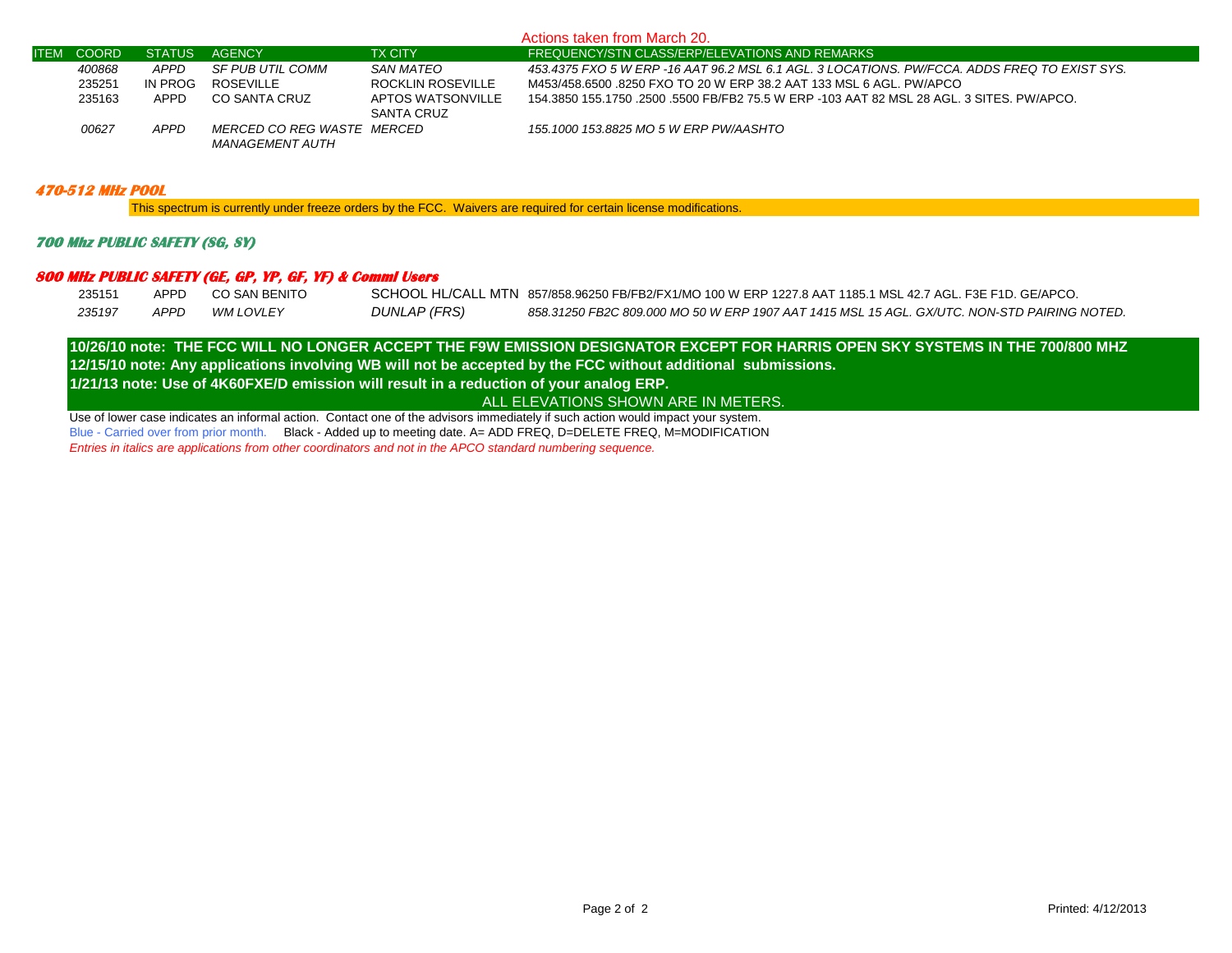Actions taken from March 20.

| ITEM | COORD | STATUS | AGENCY | TX CITY | FREQUENCY/STN CLASS/ERP/ELEVATIONS AND REMARKS |
|---|---|---|---|---|---|
| | *400868* | *APPD* | *SF PUB UTIL COMM* | *SAN MATEO* | *453.4375 FXO 5 W ERP -16 AAT 96.2 MSL 6.1 AGL. 3 LOCATIONS. PW/FCCA. ADDS FREQ TO EXIST SYS.* |
| | 235251 | IN PROG | ROSEVILLE | ROCKLIN ROSEVILLE | M453/458.6500 .8250 FXO TO 20 W ERP 38.2 AAT 133 MSL 6 AGL. PW/APCO |
| | 235163 | APPD | CO SANTA CRUZ | APTOS WATSONVILLE SANTA CRUZ | 154.3850 155.1750 .2500 .5500 FB/FB2 75.5 W ERP -103 AAT 82 MSL 28 AGL. 3 SITES. PW/APCO. |
| | *00627* | *APPD* | *MERCED CO REG WASTE MANAGEMENT AUTH* | *MERCED* | *155.1000 153.8825 MO 5 W ERP PW/AASHTO* |

### *470-512 MHz POOL*

This spectrum is currently under freeze orders by the FCC. Waivers are required for certain license modifications.

### *700 Mhz PUBLIC SAFETY (SG, SY)*

### *800 MHz PUBLIC SAFETY (GE, GP, YP, GF, YF) & Comml Users*

| | | | | |
|---|---|---|---|---|
| 235151 | APPD | CO SAN BENITO | SCHOOL HL/CALL MTN | 857/858.96250 FB/FB2/FX1/MO 100 W ERP 1227.8 AAT 1185.1 MSL 42.7 AGL. F3E F1D. GE/APCO. |
| *235197* | *APPD* | *WM LOVLEY* | *DUNLAP (FRS)* | *858.31250 FB2C 809.000 MO 50 W ERP 1907 AAT 1415 MSL 15 AGL. GX/UTC. NON-STD PAIRING NOTED.* |

**10/26/10 note: THE FCC WILL NO LONGER ACCEPT THE F9W EMISSION DESIGNATOR EXCEPT FOR HARRIS OPEN SKY SYSTEMS IN THE 700/800 MHZ**

**12/15/10 note: Any applications involving WB will not be accepted by the FCC without additional submissions.**

**1/21/13 note: Use of 4K60FXE/D emission will result in a reduction of your analog ERP.**

ALL ELEVATIONS SHOWN ARE IN METERS.

Use of lower case indicates an informal action. Contact one of the advisors immediately if such action would impact your system.

Blue - Carried over from prior month. Black - Added up to meeting date. A= ADD FREQ, D=DELETE FREQ, M=MODIFICATION

*Entries in italics are applications from other coordinators and not in the APCO standard numbering sequence.*

Printed: 4/12/2013